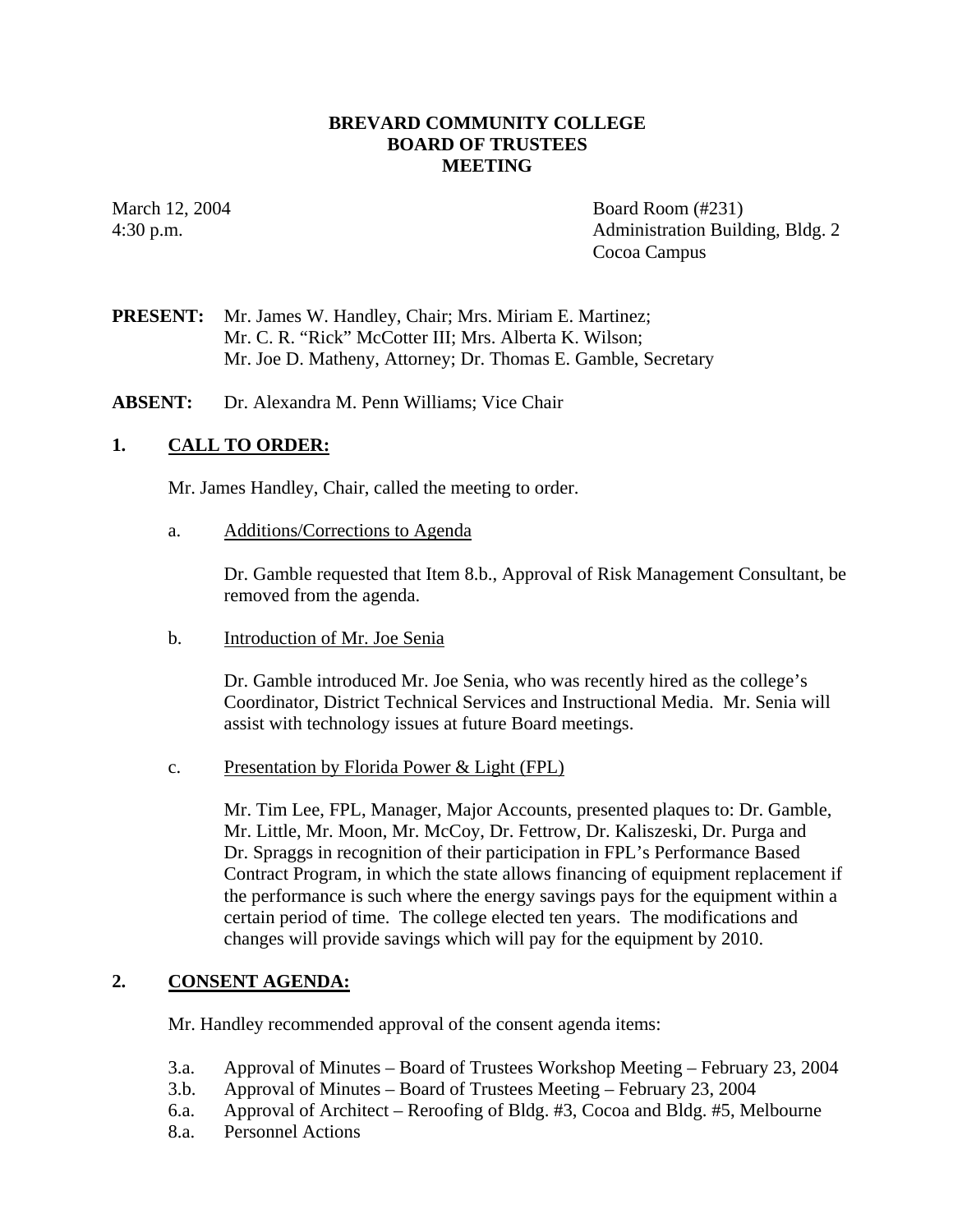**BREVARD COMMUNITY COLLEGE**
**BOARD OF TRUSTEES**
**MEETING**

March 12, 2004
4:30 p.m.

Board Room (#231)
Administration Building, Bldg. 2
Cocoa Campus

**PRESENT:** Mr. James W. Handley, Chair; Mrs. Miriam E. Martinez; Mr. C. R. "Rick" McCotter III; Mrs. Alberta K. Wilson; Mr. Joe D. Matheny, Attorney; Dr. Thomas E. Gamble, Secretary

**ABSENT:** Dr. Alexandra M. Penn Williams; Vice Chair

## 1. CALL TO ORDER:

Mr. James Handley, Chair, called the meeting to order.

a. Additions/Corrections to Agenda

Dr. Gamble requested that Item 8.b., Approval of Risk Management Consultant, be removed from the agenda.

b. Introduction of Mr. Joe Senia

Dr. Gamble introduced Mr. Joe Senia, who was recently hired as the college's Coordinator, District Technical Services and Instructional Media. Mr. Senia will assist with technology issues at future Board meetings.

c. Presentation by Florida Power & Light (FPL)

Mr. Tim Lee, FPL, Manager, Major Accounts, presented plaques to: Dr. Gamble, Mr. Little, Mr. Moon, Mr. McCoy, Dr. Fettrow, Dr. Kaliszeski, Dr. Purga and Dr. Spraggs in recognition of their participation in FPL's Performance Based Contract Program, in which the state allows financing of equipment replacement if the performance is such where the energy savings pays for the equipment within a certain period of time. The college elected ten years. The modifications and changes will provide savings which will pay for the equipment by 2010.

## 2. CONSENT AGENDA:

Mr. Handley recommended approval of the consent agenda items:

3.a. Approval of Minutes – Board of Trustees Workshop Meeting – February 23, 2004
3.b. Approval of Minutes – Board of Trustees Meeting – February 23, 2004
6.a. Approval of Architect – Reroofing of Bldg. #3, Cocoa and Bldg. #5, Melbourne
8.a. Personnel Actions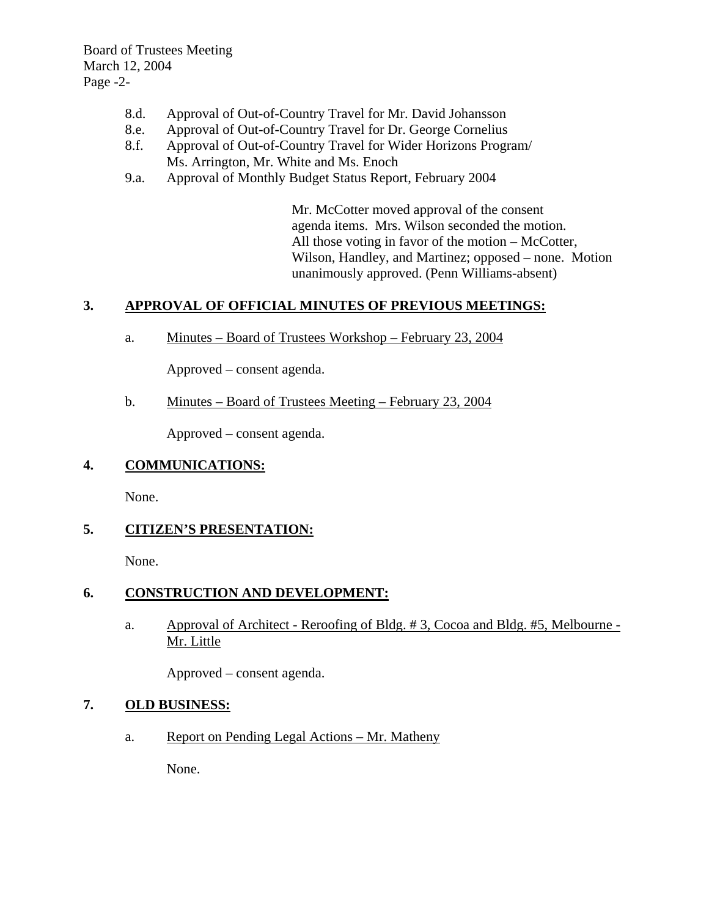8.d. Approval of Out-of-Country Travel for Mr. David Johansson
8.e. Approval of Out-of-Country Travel for Dr. George Cornelius
8.f. Approval of Out-of-Country Travel for Wider Horizons Program/ Ms. Arrington, Mr. White and Ms. Enoch
9.a. Approval of Monthly Budget Status Report, February 2004

Mr. McCotter moved approval of the consent agenda items. Mrs. Wilson seconded the motion. All those voting in favor of the motion – McCotter, Wilson, Handley, and Martinez; opposed – none. Motion unanimously approved. (Penn Williams-absent)

## 3. APPROVAL OF OFFICIAL MINUTES OF PREVIOUS MEETINGS:

a. Minutes – Board of Trustees Workshop – February 23, 2004

Approved – consent agenda.

b. Minutes – Board of Trustees Meeting – February 23, 2004

Approved – consent agenda.

## 4. COMMUNICATIONS:

None.

## 5. CITIZEN'S PRESENTATION:

None.

## 6. CONSTRUCTION AND DEVELOPMENT:

a. Approval of Architect - Reroofing of Bldg. # 3, Cocoa and Bldg. #5, Melbourne - Mr. Little

Approved – consent agenda.

## 7. OLD BUSINESS:

a. Report on Pending Legal Actions – Mr. Matheny

None.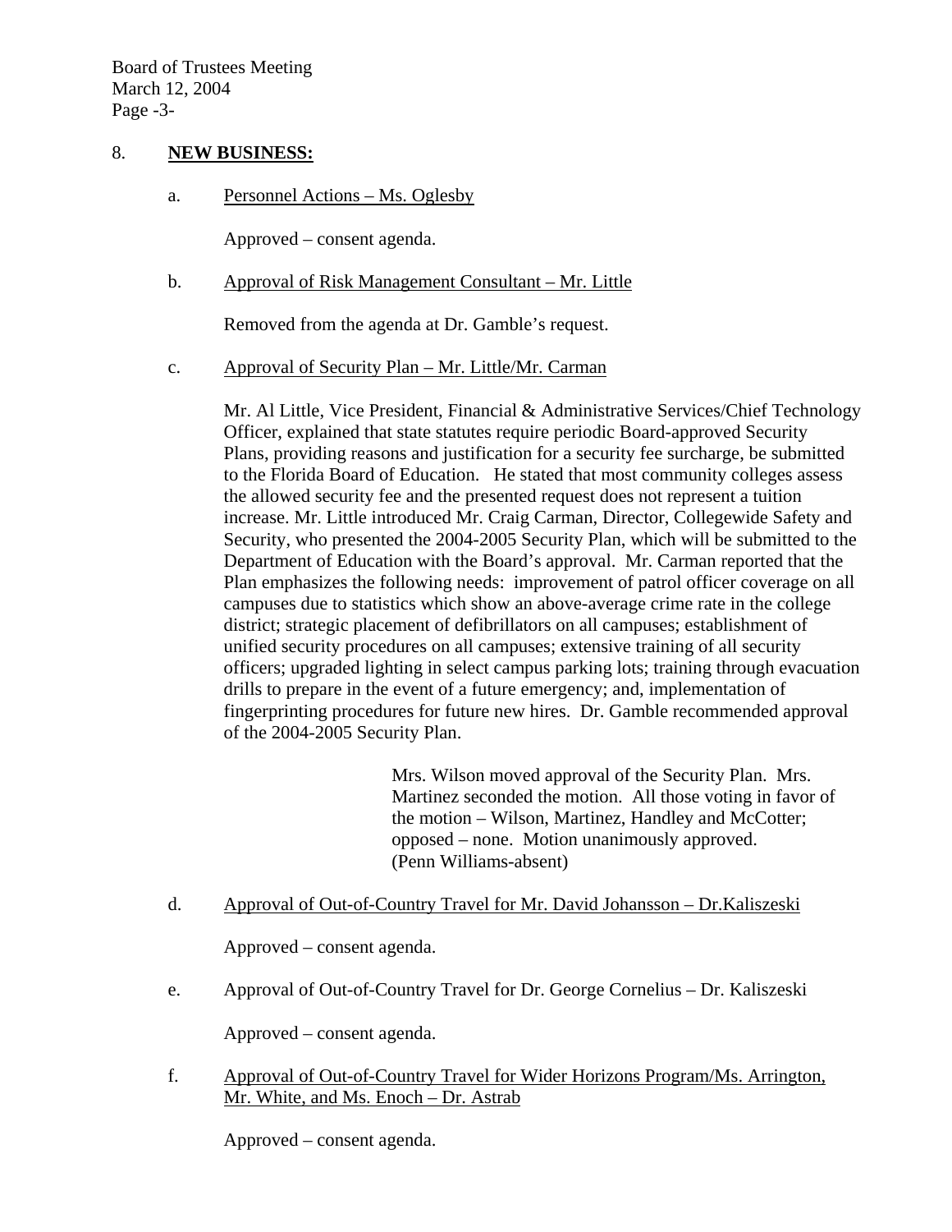## 8. **NEW BUSINESS:**

a. Personnel Actions – Ms. Oglesby

Approved – consent agenda.

b. Approval of Risk Management Consultant – Mr. Little

Removed from the agenda at Dr. Gamble's request.

c. Approval of Security Plan – Mr. Little/Mr. Carman

Mr. Al Little, Vice President, Financial & Administrative Services/Chief Technology Officer, explained that state statutes require periodic Board-approved Security Plans, providing reasons and justification for a security fee surcharge, be submitted to the Florida Board of Education. He stated that most community colleges assess the allowed security fee and the presented request does not represent a tuition increase. Mr. Little introduced Mr. Craig Carman, Director, Collegewide Safety and Security, who presented the 2004-2005 Security Plan, which will be submitted to the Department of Education with the Board's approval. Mr. Carman reported that the Plan emphasizes the following needs: improvement of patrol officer coverage on all campuses due to statistics which show an above-average crime rate in the college district; strategic placement of defibrillators on all campuses; establishment of unified security procedures on all campuses; extensive training of all security officers; upgraded lighting in select campus parking lots; training through evacuation drills to prepare in the event of a future emergency; and, implementation of fingerprinting procedures for future new hires. Dr. Gamble recommended approval of the 2004-2005 Security Plan.

> Mrs. Wilson moved approval of the Security Plan. Mrs. Martinez seconded the motion. All those voting in favor of the motion – Wilson, Martinez, Handley and McCotter; opposed – none. Motion unanimously approved. (Penn Williams-absent)

d. Approval of Out-of-Country Travel for Mr. David Johansson – Dr.Kaliszeski

Approved – consent agenda.

e. Approval of Out-of-Country Travel for Dr. George Cornelius – Dr. Kaliszeski

Approved – consent agenda.

f. Approval of Out-of-Country Travel for Wider Horizons Program/Ms. Arrington, Mr. White, and Ms. Enoch – Dr. Astrab

Approved – consent agenda.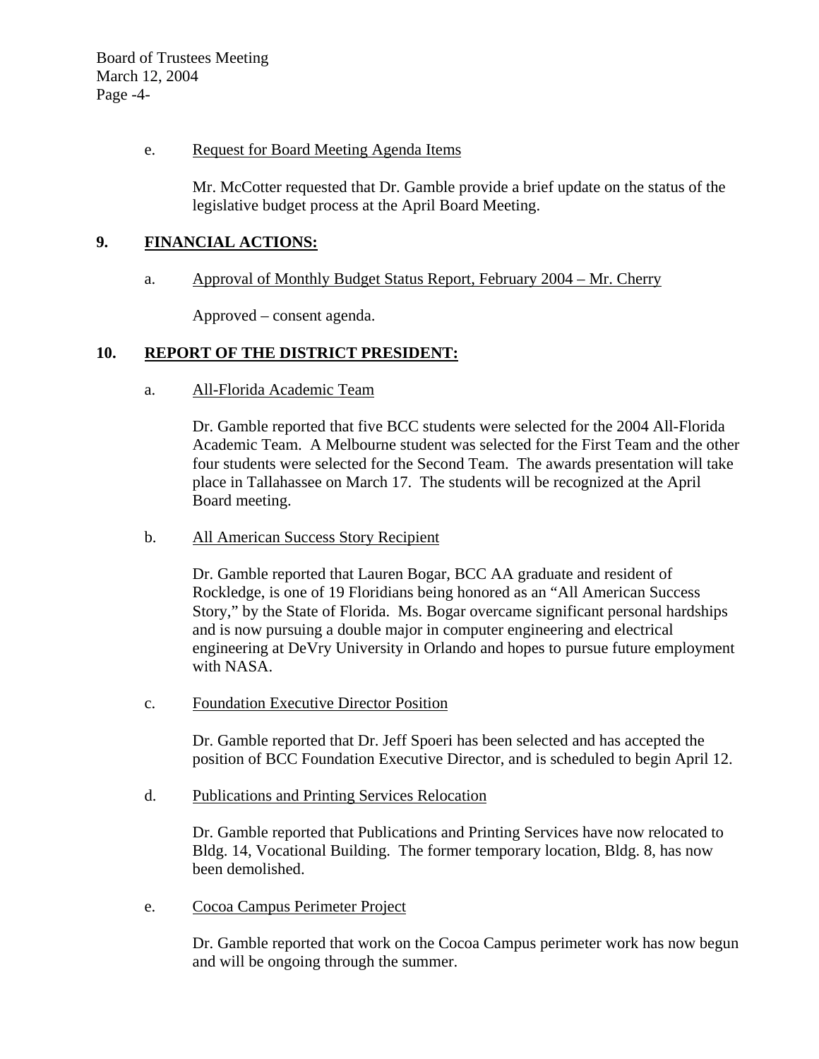e. Request for Board Meeting Agenda Items

Mr. McCotter requested that Dr. Gamble provide a brief update on the status of the legislative budget process at the April Board Meeting.

## 9. FINANCIAL ACTIONS:

a. Approval of Monthly Budget Status Report, February 2004 – Mr. Cherry

Approved – consent agenda.

## 10. REPORT OF THE DISTRICT PRESIDENT:

a. All-Florida Academic Team

Dr. Gamble reported that five BCC students were selected for the 2004 All-Florida Academic Team. A Melbourne student was selected for the First Team and the other four students were selected for the Second Team. The awards presentation will take place in Tallahassee on March 17. The students will be recognized at the April Board meeting.

b. All American Success Story Recipient

Dr. Gamble reported that Lauren Bogar, BCC AA graduate and resident of Rockledge, is one of 19 Floridians being honored as an "All American Success Story," by the State of Florida. Ms. Bogar overcame significant personal hardships and is now pursuing a double major in computer engineering and electrical engineering at DeVry University in Orlando and hopes to pursue future employment with NASA.

c. Foundation Executive Director Position

Dr. Gamble reported that Dr. Jeff Spoeri has been selected and has accepted the position of BCC Foundation Executive Director, and is scheduled to begin April 12.

d. Publications and Printing Services Relocation

Dr. Gamble reported that Publications and Printing Services have now relocated to Bldg. 14, Vocational Building. The former temporary location, Bldg. 8, has now been demolished.

e. Cocoa Campus Perimeter Project

Dr. Gamble reported that work on the Cocoa Campus perimeter work has now begun and will be ongoing through the summer.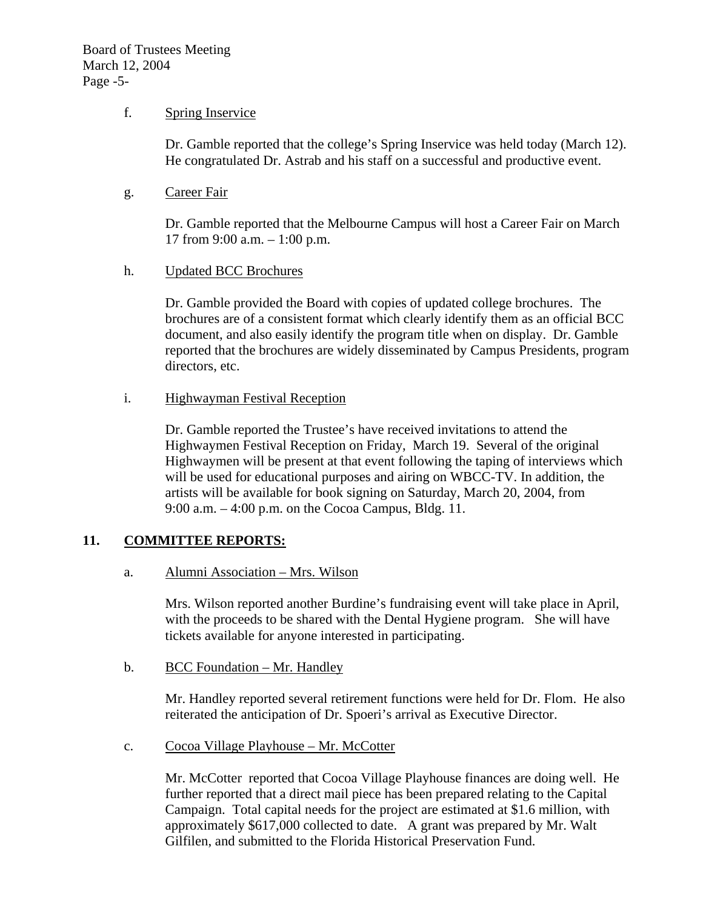f. Spring Inservice

Dr. Gamble reported that the college's Spring Inservice was held today (March 12). He congratulated Dr. Astrab and his staff on a successful and productive event.

g. Career Fair

Dr. Gamble reported that the Melbourne Campus will host a Career Fair on March 17 from 9:00 a.m. – 1:00 p.m.

h. Updated BCC Brochures

Dr. Gamble provided the Board with copies of updated college brochures. The brochures are of a consistent format which clearly identify them as an official BCC document, and also easily identify the program title when on display. Dr. Gamble reported that the brochures are widely disseminated by Campus Presidents, program directors, etc.

i. Highwayman Festival Reception

Dr. Gamble reported the Trustee's have received invitations to attend the Highwaymen Festival Reception on Friday, March 19. Several of the original Highwaymen will be present at that event following the taping of interviews which will be used for educational purposes and airing on WBCC-TV. In addition, the artists will be available for book signing on Saturday, March 20, 2004, from 9:00 a.m. – 4:00 p.m. on the Cocoa Campus, Bldg. 11.

## 11. COMMITTEE REPORTS:

a. Alumni Association – Mrs. Wilson

Mrs. Wilson reported another Burdine's fundraising event will take place in April, with the proceeds to be shared with the Dental Hygiene program. She will have tickets available for anyone interested in participating.

b. BCC Foundation – Mr. Handley

Mr. Handley reported several retirement functions were held for Dr. Flom. He also reiterated the anticipation of Dr. Spoeri's arrival as Executive Director.

c. Cocoa Village Playhouse – Mr. McCotter

Mr. McCotter reported that Cocoa Village Playhouse finances are doing well. He further reported that a direct mail piece has been prepared relating to the Capital Campaign. Total capital needs for the project are estimated at $1.6 million, with approximately $617,000 collected to date. A grant was prepared by Mr. Walt Gilfilen, and submitted to the Florida Historical Preservation Fund.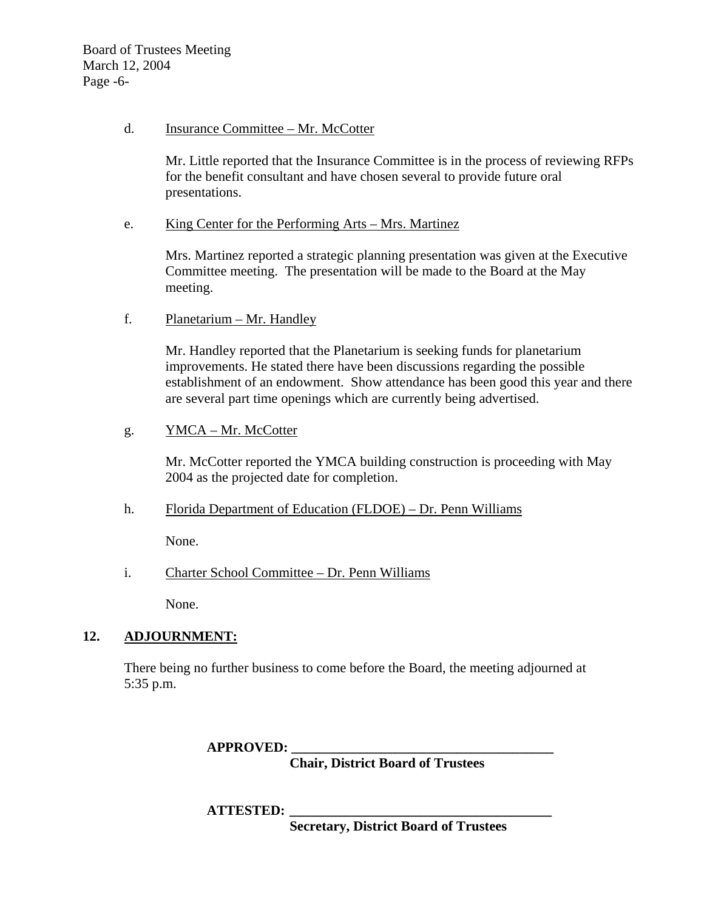d. <u>Insurance Committee – Mr. McCotter</u>

Mr. Little reported that the Insurance Committee is in the process of reviewing RFPs for the benefit consultant and have chosen several to provide future oral presentations.

e. <u>King Center for the Performing Arts – Mrs. Martinez</u>

Mrs. Martinez reported a strategic planning presentation was given at the Executive Committee meeting. The presentation will be made to the Board at the May meeting.

f. <u>Planetarium – Mr. Handley</u>

Mr. Handley reported that the Planetarium is seeking funds for planetarium improvements. He stated there have been discussions regarding the possible establishment of an endowment. Show attendance has been good this year and there are several part time openings which are currently being advertised.

g. <u>YMCA – Mr. McCotter</u>

Mr. McCotter reported the YMCA building construction is proceeding with May 2004 as the projected date for completion.

h. <u>Florida Department of Education (FLDOE) – Dr. Penn Williams</u>

None.

i. <u>Charter School Committee – Dr. Penn Williams</u>

None.

**12. <u>ADJOURNMENT:</u>**

There being no further business to come before the Board, the meeting adjourned at 5:35 p.m.

**APPROVED: ______________________________________**
**Chair, District Board of Trustees**

**ATTESTED: ______________________________________**
**Secretary, District Board of Trustees**